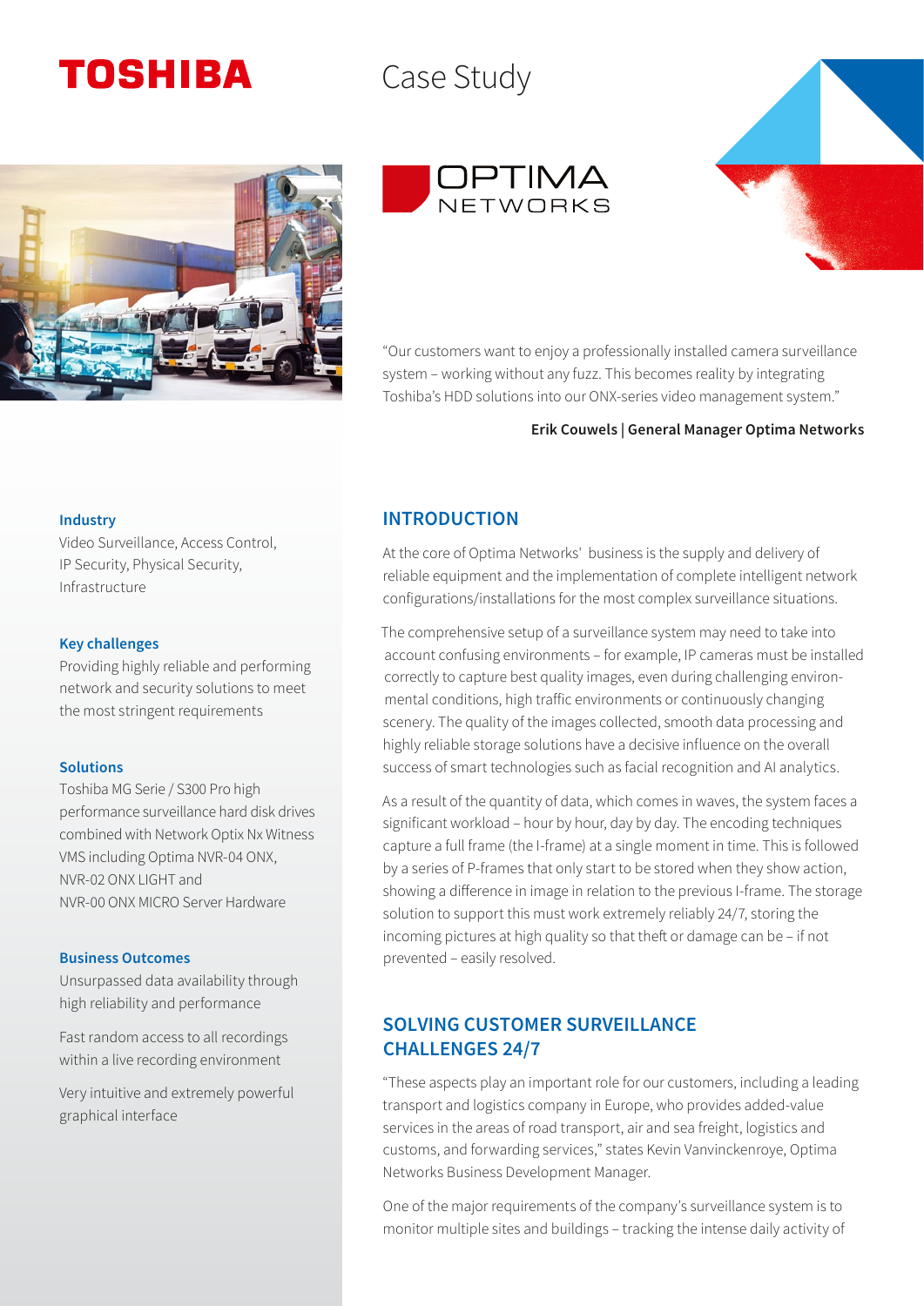TOSHIBA

# Case Study

OPTIMA NETWORKS

"Our customers want to enjoy a professionally installed camera surveillance system – working without any fuzz. This becomes reality by integrating Toshiba's HDD solutions into our ONX-series video management system."

**Erik Couwels | General Manager Optima Networks**

**Industry**

Video Surveillance, Access Control, IP Security, Physical Security, Infrastructure

**Key challenges**

Providing highly reliable and performing network and security solutions to meet the most stringent requirements

**Solutions**

Toshiba MG Serie / S300 Pro high performance surveillance hard disk drives combined with Network Optix Nx Witness VMS including Optima NVR-04 ONX, NVR-02 ONX LIGHT and NVR-00 ONX MICRO Server Hardware

**Business Outcomes**

Unsurpassed data availability through high reliability and performance

Fast random access to all recordings within a live recording environment

Very intuitive and extremely powerful graphical interface

## INTRODUCTION

At the core of Optima Networks' business is the supply and delivery of reliable equipment and the implementation of complete intelligent network configurations/installations for the most complex surveillance situations.

The comprehensive setup of a surveillance system may need to take into account confusing environments – for example, IP cameras must be installed correctly to capture best quality images, even during challenging environmental conditions, high traffic environments or continuously changing scenery. The quality of the images collected, smooth data processing and highly reliable storage solutions have a decisive influence on the overall success of smart technologies such as facial recognition and AI analytics.

As a result of the quantity of data, which comes in waves, the system faces a significant workload – hour by hour, day by day. The encoding techniques capture a full frame (the I-frame) at a single moment in time. This is followed by a series of P-frames that only start to be stored when they show action, showing a difference in image in relation to the previous I-frame. The storage solution to support this must work extremely reliably 24/7, storing the incoming pictures at high quality so that theft or damage can be – if not prevented – easily resolved.

## SOLVING CUSTOMER SURVEILLANCE CHALLENGES 24/7

"These aspects play an important role for our customers, including a leading transport and logistics company in Europe, who provides added-value services in the areas of road transport, air and sea freight, logistics and customs, and forwarding services," states Kevin Vanvinckenroye, Optima Networks Business Development Manager.

One of the major requirements of the company's surveillance system is to monitor multiple sites and buildings – tracking the intense daily activity of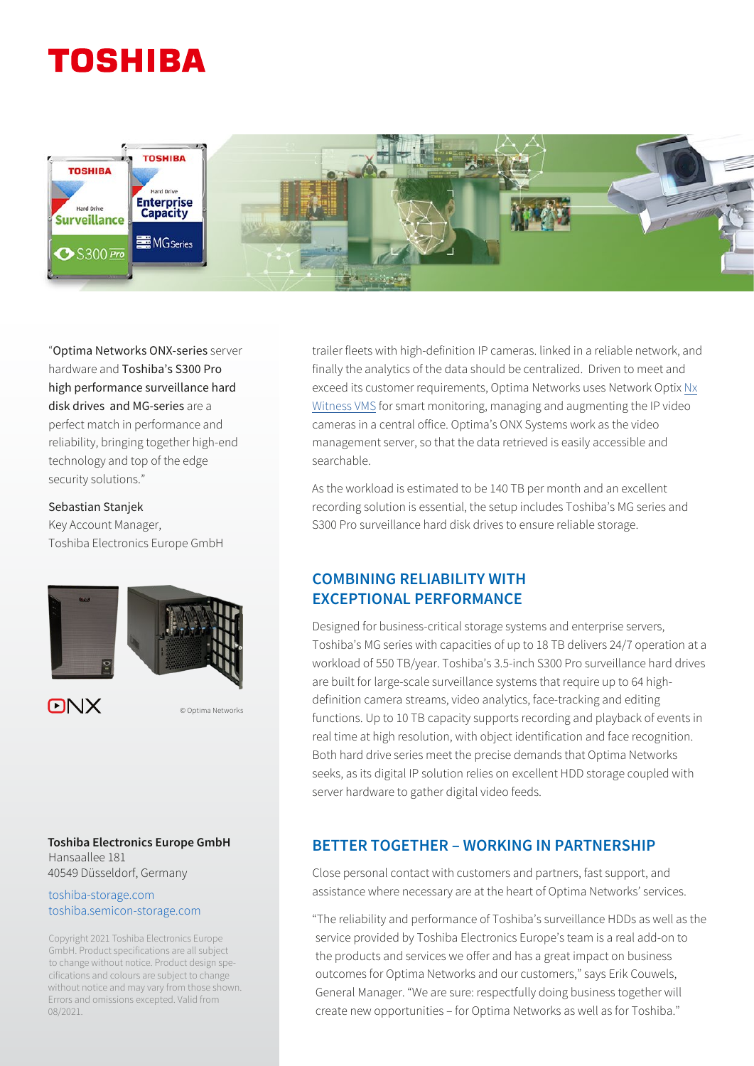"**Optima Networks ONX-series** server hardware and **Toshiba's S300 Pro high performance surveillance hard disk drives** and **MG-series** are a perfect match in performance and reliability, bringing together high-end technology and top of the edge security solutions."

Sebastian Stanjek
Key Account Manager,
Toshiba Electronics Europe GmbH

© Optima Networks

trailer fleets with high-definition IP cameras. linked in a reliable network, and finally the analytics of the data should be centralized. Driven to meet and exceed its customer requirements, Optima Networks uses Network Optix Nx Witness VMS for smart monitoring, managing and augmenting the IP video cameras in a central office. Optima's ONX Systems work as the video management server, so that the data retrieved is easily accessible and searchable.

As the workload is estimated to be 140 TB per month and an excellent recording solution is essential, the setup includes Toshiba's MG series and S300 Pro surveillance hard disk drives to ensure reliable storage.

## COMBINING RELIABILITY WITH EXCEPTIONAL PERFORMANCE

Designed for business-critical storage systems and enterprise servers, Toshiba's MG series with capacities of up to 18 TB delivers 24/7 operation at a workload of 550 TB/year. Toshiba's 3.5-inch S300 Pro surveillance hard drives are built for large-scale surveillance systems that require up to 64 high-definition camera streams, video analytics, face-tracking and editing functions. Up to 10 TB capacity supports recording and playback of events in real time at high resolution, with object identification and face recognition. Both hard drive series meet the precise demands that Optima Networks seeks, as its digital IP solution relies on excellent HDD storage coupled with server hardware to gather digital video feeds.

## BETTER TOGETHER – WORKING IN PARTNERSHIP

Close personal contact with customers and partners, fast support, and assistance where necessary are at the heart of Optima Networks' services.

"The reliability and performance of Toshiba's surveillance HDDs as well as the service provided by Toshiba Electronics Europe's team is a real add-on to the products and services we offer and has a great impact on business outcomes for Optima Networks and our customers," says Erik Couwels, General Manager. "We are sure: respectfully doing business together will create new opportunities – for Optima Networks as well as for Toshiba."

**Toshiba Electronics Europe GmbH**
Hansaallee 181
40549 Düsseldorf, Germany

toshiba-storage.com
toshiba.semicon-storage.com

Copyright 2021 Toshiba Electronics Europe GmbH. Product specifications are all subject to change without notice. Product design specifications and colours are subject to change without notice and may vary from those shown. Errors and omissions excepted. Valid from 08/2021.